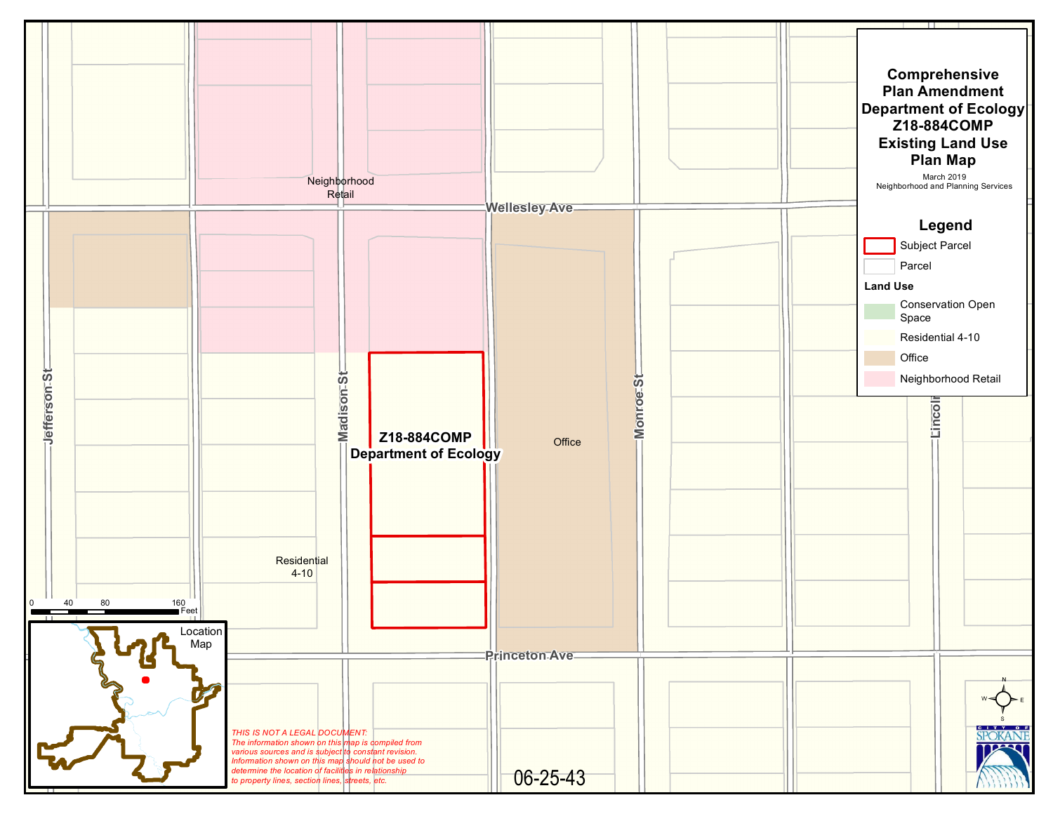# Comprehensive Plan Amendment Department of Ecology Z18-884COMP Existing Land Use Plan Map

March 2019
Neighborhood and Planning Services

## Legend

- Subject Parcel
- Parcel

**Land Use**

- Conservation Open Space
- Residential 4-10
- Office
- Neighborhood Retail

Neighborhood Retail

Wellesley Ave

Jefferson St

Madison St

Monroe St

Lincoln

**Z18-884COMP Department of Ecology**

Office

Residential 4-10

Princeton Ave

0 40 80 160 Feet

Location Map

*THIS IS NOT A LEGAL DOCUMENT: The information shown on this map is compiled from various sources and is subject to constant revision. Information shown on this map should not be used to determine the location of facilities in relationship to property lines, section lines, streets, etc.*

06-25-43

N S E W

CITY OF SPOKANE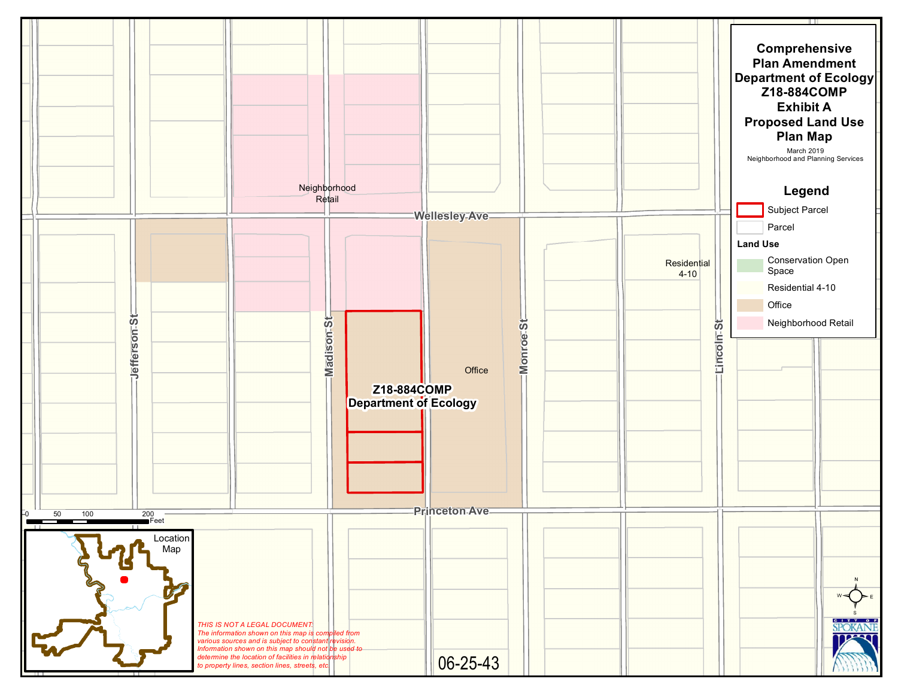# Comprehensive Plan Amendment Department of Ecology Z18-884COMP Exhibit A Proposed Land Use Plan Map

March 2019
Neighborhood and Planning Services

## Legend

- Subject Parcel
- Parcel

**Land Use**

- Conservation Open Space
- Residential 4-10
- Office
- Neighborhood Retail

Neighborhood Retail

Wellesley Ave

Residential 4-10

Jefferson St

Madison St

Monroe St

Lincoln St

Office

**Z18-884COMP**
**Department of Ecology**

Princeton Ave

0 50 100 200
Feet

Location Map

*THIS IS NOT A LEGAL DOCUMENT:*
*The information shown on this map is compiled from various sources and is subject to constant revision. Information shown on this map should not be used to determine the location of facilities in relationship to property lines, section lines, streets, etc.*

06-25-43

N
W E
S

CITY OF SPOKANE